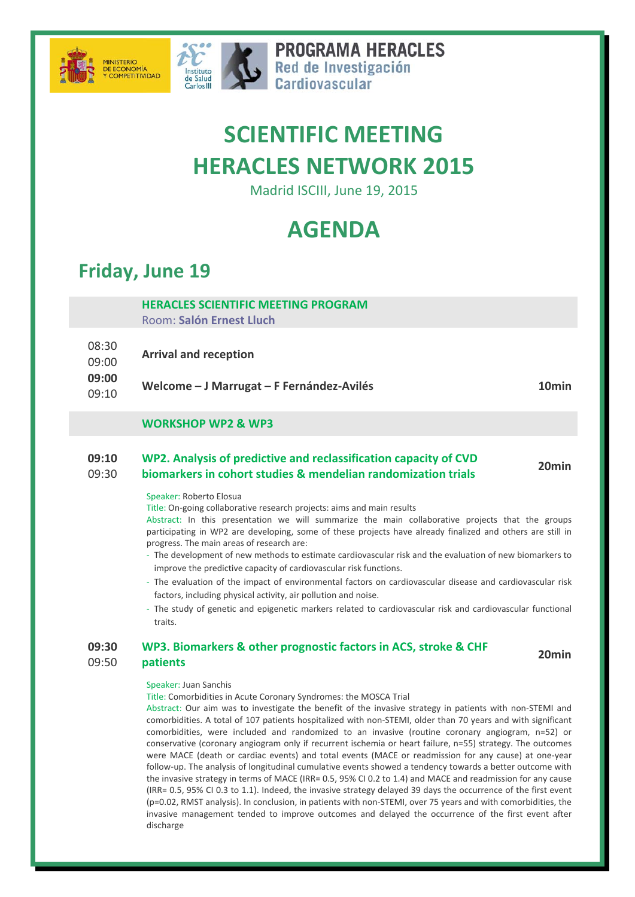MINISTERIO DE ECONOMÍA Y COMPETITIVIDAD

Instituto de Salud Carlos III

**PROGRAMA HERACLES**
Red de Investigación Cardiovascular

# SCIENTIFIC MEETING HERACLES NETWORK 2015

Madrid ISCIII, June 19, 2015

# AGENDA

## Friday, June 19

**HERACLES SCIENTIFIC MEETING PROGRAM**
Room: **Salón Ernest Lluch**

| Time | Session | Duration |
|---|---|---|
| 08:30 – 09:00 | **Arrival and reception** | |
| **09:00** – 09:10 | **Welcome – J Marrugat – F Fernández-Avilés** | **10min** |

**WORKSHOP WP2 & WP3**

### 09:10 – 09:30 WP2. Analysis of predictive and reclassification capacity of CVD biomarkers in cohort studies & mendelian randomization trials — 20min

Speaker: Roberto Elosua

Title: On-going collaborative research projects: aims and main results

Abstract: In this presentation we will summarize the main collaborative projects that the groups participating in WP2 are developing, some of these projects have already finalized and others are still in progress. The main areas of research are:

- The development of new methods to estimate cardiovascular risk and the evaluation of new biomarkers to improve the predictive capacity of cardiovascular risk functions.
- The evaluation of the impact of environmental factors on cardiovascular disease and cardiovascular risk factors, including physical activity, air pollution and noise.
- The study of genetic and epigenetic markers related to cardiovascular risk and cardiovascular functional traits.

### 09:30 – 09:50 WP3. Biomarkers & other prognostic factors in ACS, stroke & CHF patients — 20min

Speaker: Juan Sanchis

Title: Comorbidities in Acute Coronary Syndromes: the MOSCA Trial

Abstract: Our aim was to investigate the benefit of the invasive strategy in patients with non-STEMI and comorbidities. A total of 107 patients hospitalized with non-STEMI, older than 70 years and with significant comorbidities, were included and randomized to an invasive (routine coronary angiogram, n=52) or conservative (coronary angiogram only if recurrent ischemia or heart failure, n=55) strategy. The outcomes were MACE (death or cardiac events) and total events (MACE or readmission for any cause) at one-year follow-up. The analysis of longitudinal cumulative events showed a tendency towards a better outcome with the invasive strategy in terms of MACE (IRR= 0.5, 95% CI 0.2 to 1.4) and MACE and readmission for any cause (IRR= 0.5, 95% CI 0.3 to 1.1). Indeed, the invasive strategy delayed 39 days the occurrence of the first event (p=0.02, RMST analysis). In conclusion, in patients with non-STEMI, over 75 years and with comorbidities, the invasive management tended to improve outcomes and delayed the occurrence of the first event after discharge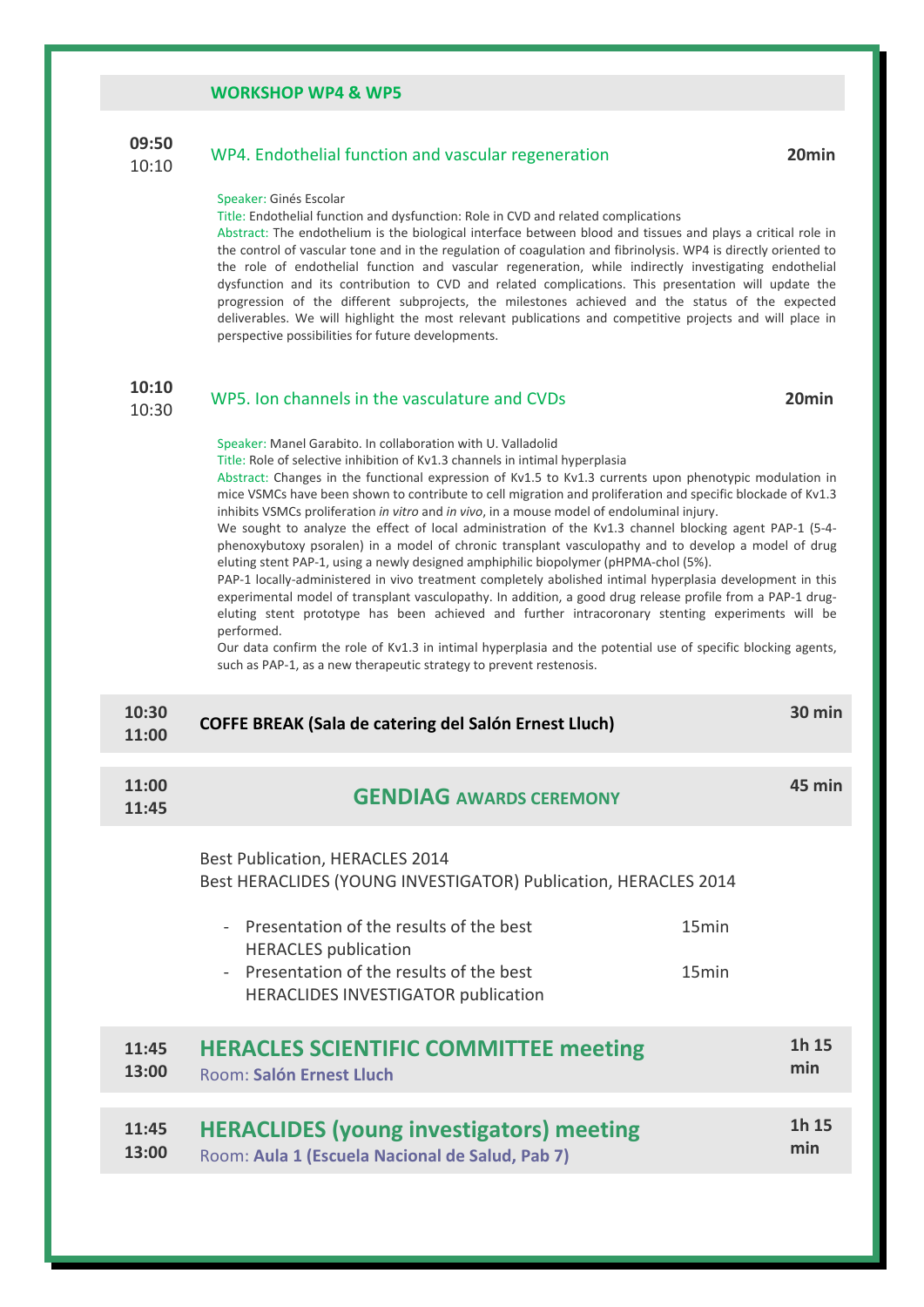## WORKSHOP WP4 & WP5

**09:50**
10:10

### WP4. Endothelial function and vascular regeneration

**20min**

Speaker: Ginés Escolar
Title: Endothelial function and dysfunction: Role in CVD and related complications
Abstract: The endothelium is the biological interface between blood and tissues and plays a critical role in the control of vascular tone and in the regulation of coagulation and fibrinolysis. WP4 is directly oriented to the role of endothelial function and vascular regeneration, while indirectly investigating endothelial dysfunction and its contribution to CVD and related complications. This presentation will update the progression of the different subprojects, the milestones achieved and the status of the expected deliverables. We will highlight the most relevant publications and competitive projects and will place in perspective possibilities for future developments.

**10:10**
10:30

### WP5. Ion channels in the vasculature and CVDs

**20min**

Speaker: Manel Garabito. In collaboration with U. Valladolid
Title: Role of selective inhibition of Kv1.3 channels in intimal hyperplasia
Abstract: Changes in the functional expression of Kv1.5 to Kv1.3 currents upon phenotypic modulation in mice VSMCs have been shown to contribute to cell migration and proliferation and specific blockade of Kv1.3 inhibits VSMCs proliferation *in vitro* and *in vivo*, in a mouse model of endoluminal injury.
We sought to analyze the effect of local administration of the Kv1.3 channel blocking agent PAP-1 (5-4-phenoxybutoxy psoralen) in a model of chronic transplant vasculopathy and to develop a model of drug eluting stent PAP-1, using a newly designed amphiphilic biopolymer (pHPMA-chol (5%).
PAP-1 locally-administered in vivo treatment completely abolished intimal hyperplasia development in this experimental model of transplant vasculopathy. In addition, a good drug release profile from a PAP-1 drug-eluting stent prototype has been achieved and further intracoronary stenting experiments will be performed.
Our data confirm the role of Kv1.3 in intimal hyperplasia and the potential use of specific blocking agents, such as PAP-1, as a new therapeutic strategy to prevent restenosis.

**10:30**
**11:00**

**COFFE BREAK (Sala de catering del Salón Ernest Lluch)** — **30 min**

**11:00**
**11:45**

## GENDIAG AWARDS CEREMONY

**45 min**

Best Publication, HERACLES 2014
Best HERACLIDES (YOUNG INVESTIGATOR) Publication, HERACLES 2014

- Presentation of the results of the best HERACLES publication — 15min
- Presentation of the results of the best HERACLIDES INVESTIGATOR publication — 15min

**11:45**
**13:00**

## HERACLES SCIENTIFIC COMMITTEE meeting

Room: **Salón Ernest Lluch**

**1h 15 min**

**11:45**
**13:00**

## HERACLIDES (young investigators) meeting

Room: **Aula 1 (Escuela Nacional de Salud, Pab 7)**

**1h 15 min**